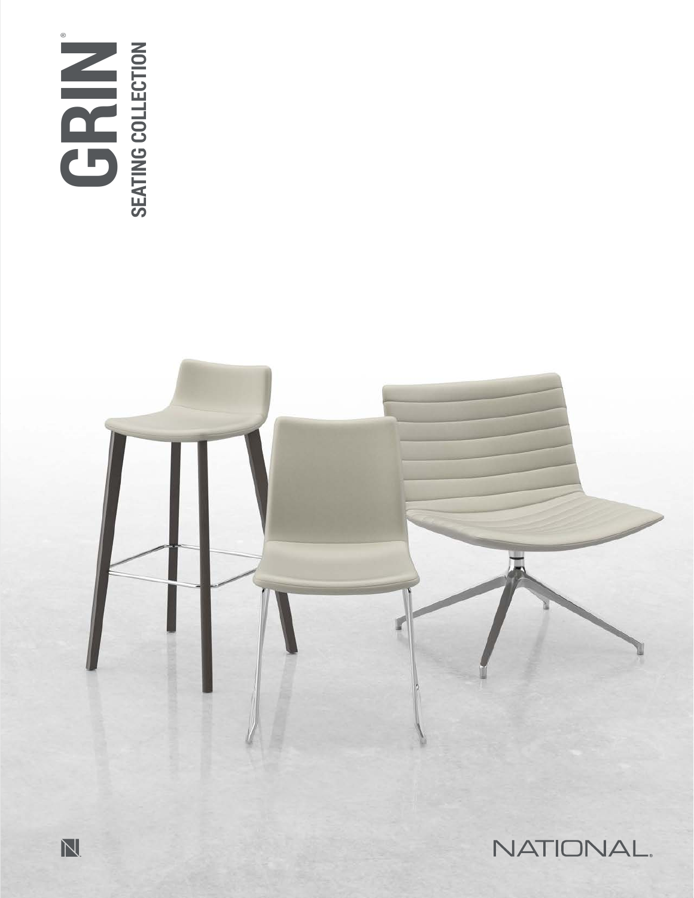# GRIN®

## SEATING COLLECTION

NATIONAL.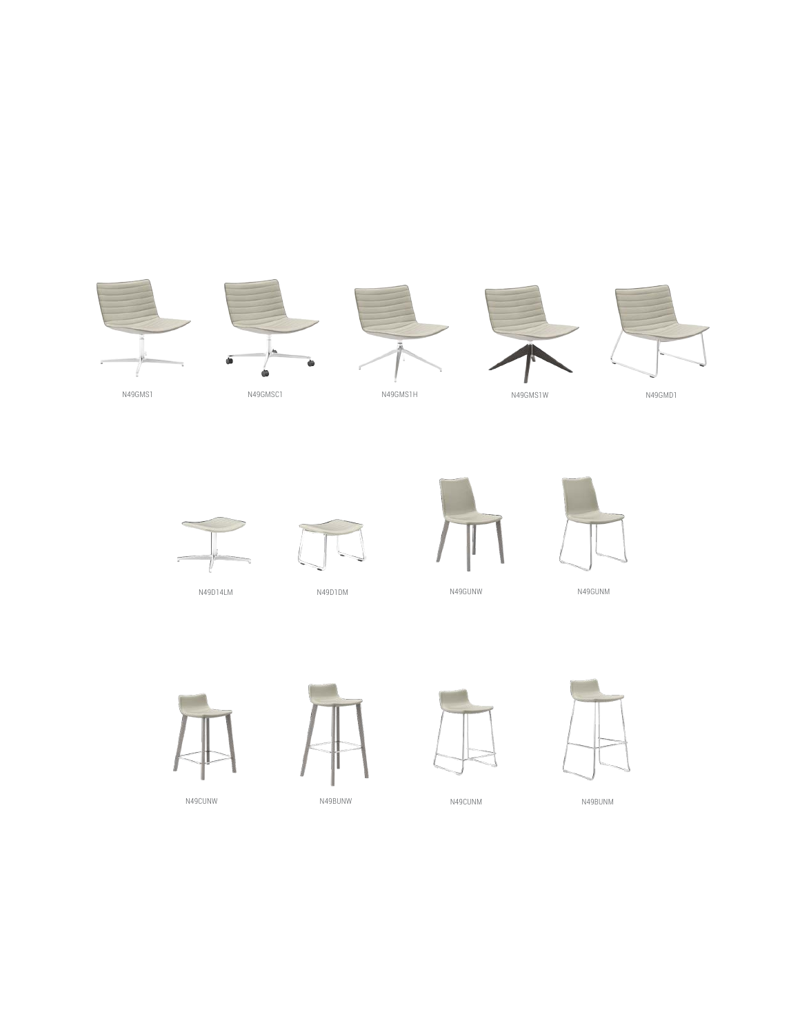N49GMS1

N49GMSC1

N49GMS1H

N49GMS1W

N49GMD1

N49D14LM

N49D1DM

N49GUNW

N49GUNM

N49CUNW

N49BUNW

N49CUNM

N49BUNM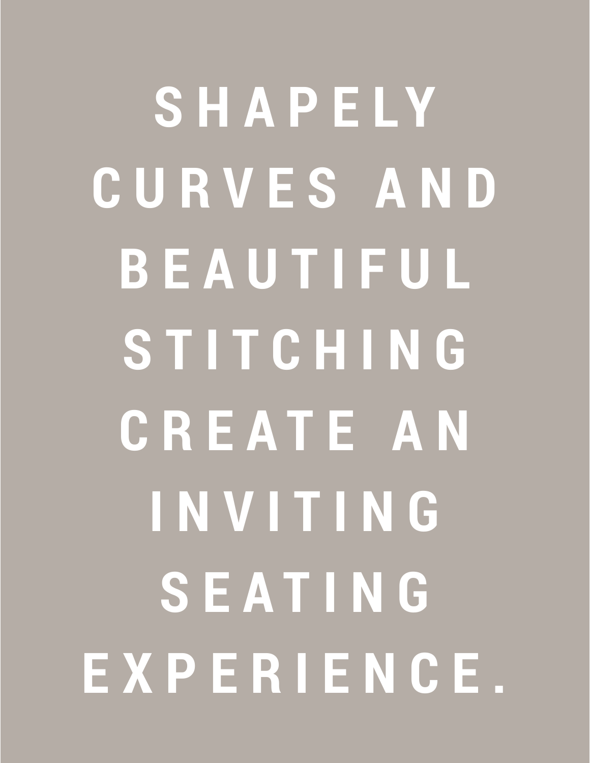# SHAPELY CURVES AND BEAUTIFUL STITCHING CREATE AN INVITING SEATING EXPERIENCE.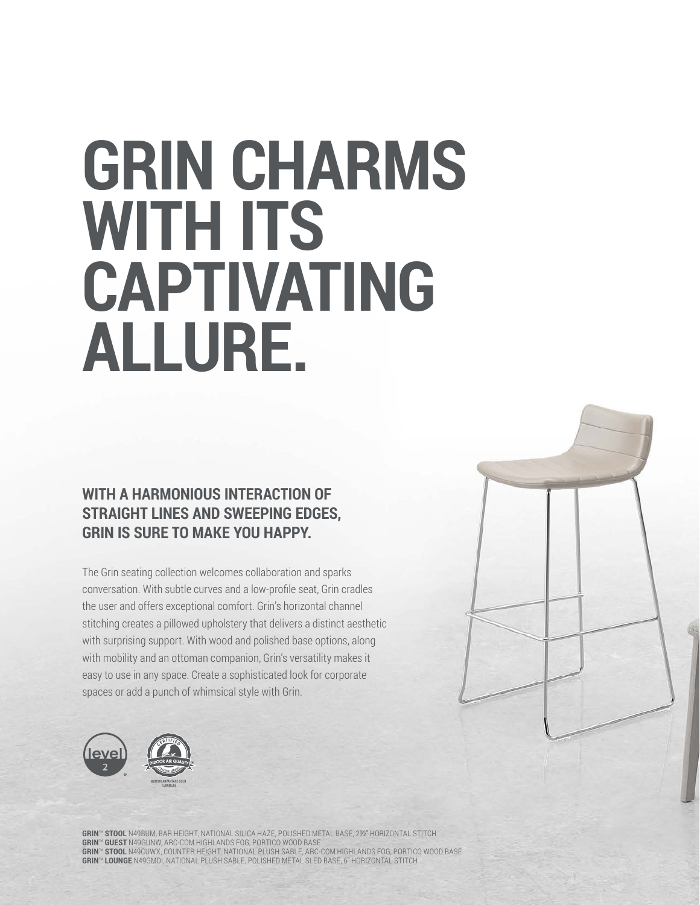# GRIN CHARMS WITH ITS CAPTIVATING ALLURE.

## WITH A HARMONIOUS INTERACTION OF STRAIGHT LINES AND SWEEPING EDGES, GRIN IS SURE TO MAKE YOU HAPPY.

The Grin seating collection welcomes collaboration and sparks conversation. With subtle curves and a low-profile seat, Grin cradles the user and offers exceptional comfort. Grin's horizontal channel stitching creates a pillowed upholstery that delivers a distinct aesthetic with surprising support. With wood and polished base options, along with mobility and an ottoman companion, Grin's versatility makes it easy to use in any space. Create a sophisticated look for corporate spaces or add a punch of whimsical style with Grin.

level 2

CERTIFIED INDOOR AIR QUALITY
INDOOR ADVANTAGE GOLD FURNITURE

**GRIN™ STOOL** N49BUM, BAR HEIGHT, NATIONAL SILICA HAZE, POLISHED METAL BASE, 2½" HORIZONTAL STITCH
**GRIN™ GUEST** N49GUNW, ARC-COM HIGHLANDS FOG, PORTICO WOOD BASE
**GRIN™ STOOL** N49CUWX, COUNTER HEIGHT, NATIONAL PLUSH SABLE, ARC-COM HIGHLANDS FOG, PORTICO WOOD BASE
**GRIN™ LOUNGE** N49GMDI, NATIONAL PLUSH SABLE, POLISHED METAL SLED BASE, 6" HORIZONTAL STITCH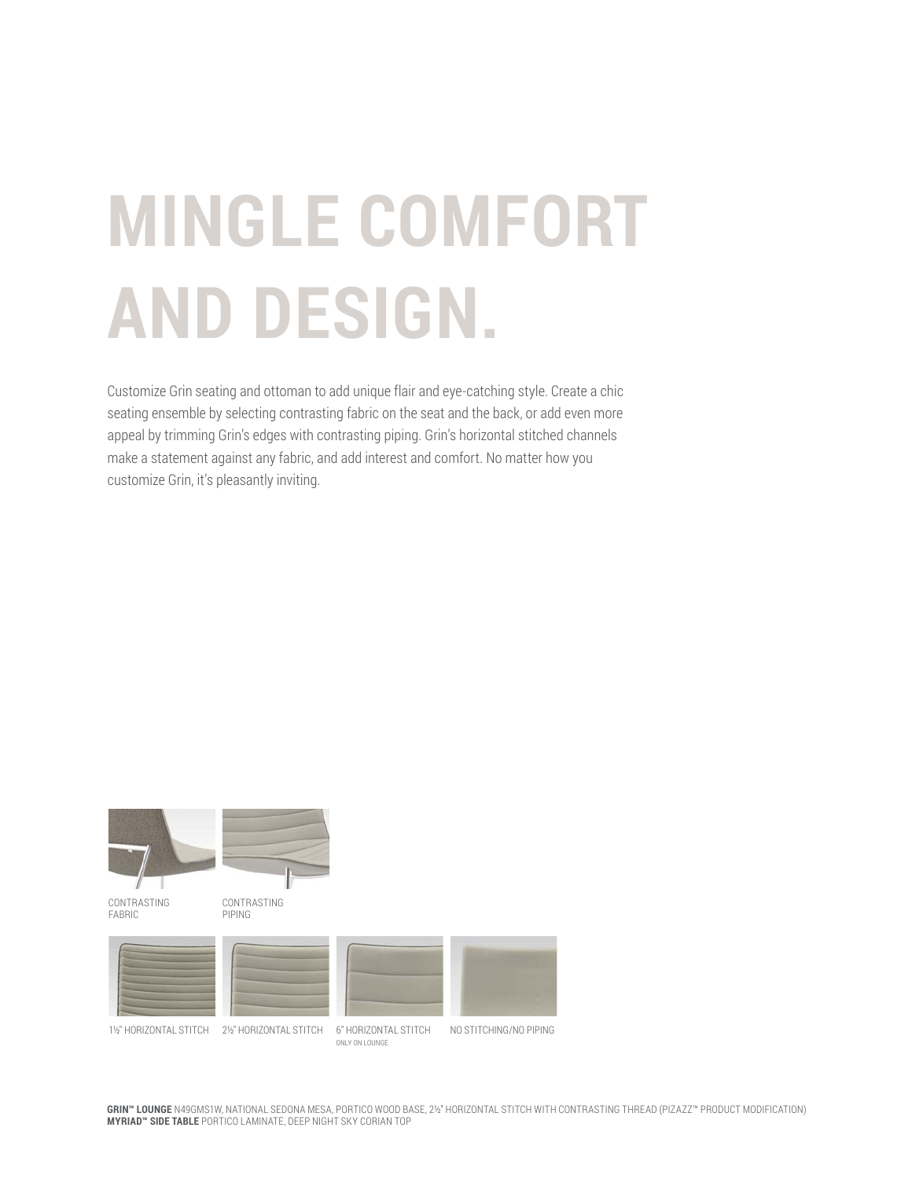# MINGLE COMFORT AND DESIGN.

Customize Grin seating and ottoman to add unique flair and eye-catching style. Create a chic seating ensemble by selecting contrasting fabric on the seat and the back, or add even more appeal by trimming Grin's edges with contrasting piping. Grin's horizontal stitched channels make a statement against any fabric, and add interest and comfort. No matter how you customize Grin, it's pleasantly inviting.

CONTRASTING FABRIC

CONTRASTING PIPING

1½" HORIZONTAL STITCH

2½" HORIZONTAL STITCH

6" HORIZONTAL STITCH
ONLY ON LOUNGE

NO STITCHING/NO PIPING

**GRIN™ LOUNGE** N49GMS1W, NATIONAL SEDONA MESA, PORTICO WOOD BASE, 2½" HORIZONTAL STITCH WITH CONTRASTING THREAD (PIZAZZ™ PRODUCT MODIFICATION)
**MYRIAD™ SIDE TABLE** PORTICO LAMINATE, DEEP NIGHT SKY CORIAN TOP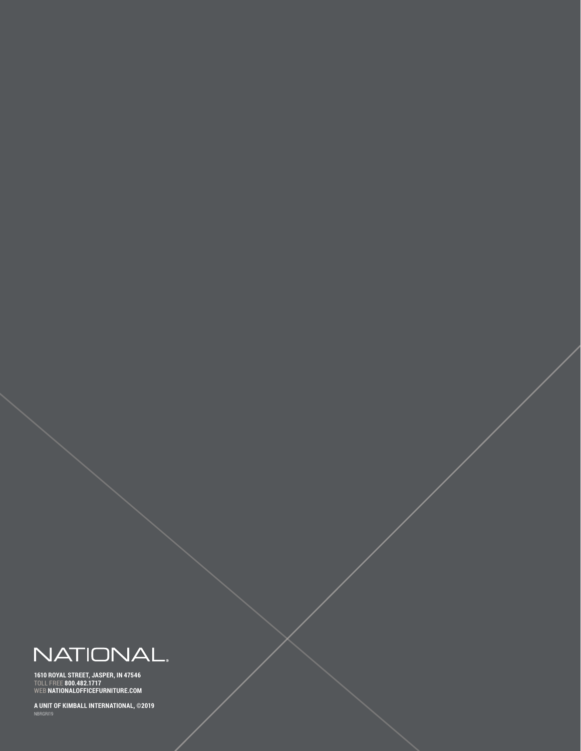NATIONAL.

**1610 ROYAL STREET, JASPER, IN 47546**
TOLL FREE **800.482.1717**
WEB **NATIONALOFFICEFURNITURE.COM**

**A UNIT OF KIMBALL INTERNATIONAL, ©2019**
NBRGRI19